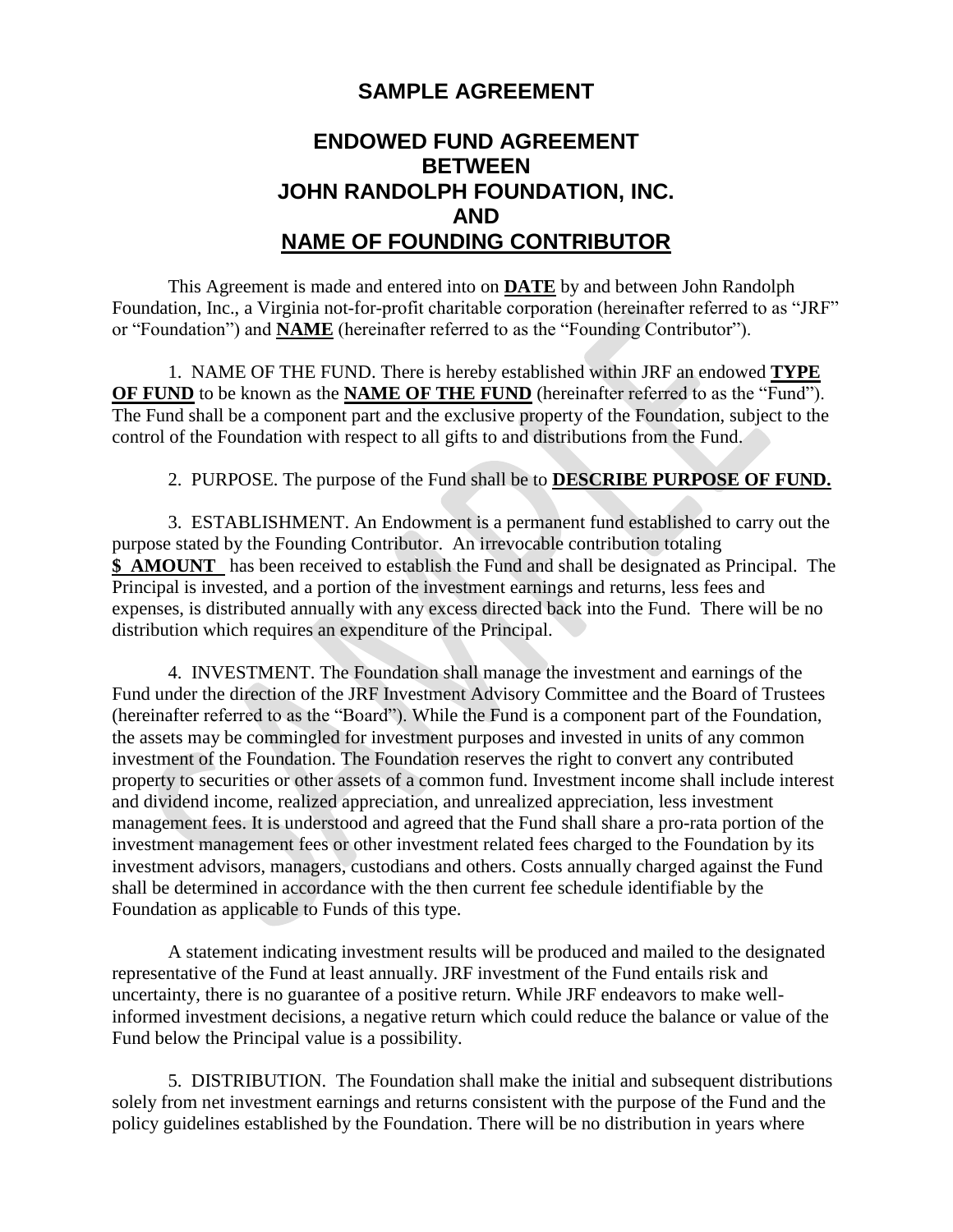# SAMPLE AGREEMENT

## ENDOWED FUND AGREEMENT BETWEEN JOHN RANDOLPH FOUNDATION, INC. AND NAME OF FOUNDING CONTRIBUTOR

This Agreement is made and entered into on **DATE** by and between John Randolph Foundation, Inc., a Virginia not-for-profit charitable corporation (hereinafter referred to as "JRF" or "Foundation") and **NAME** (hereinafter referred to as the "Founding Contributor").

1. NAME OF THE FUND. There is hereby established within JRF an endowed **TYPE OF FUND** to be known as the **NAME OF THE FUND** (hereinafter referred to as the "Fund"). The Fund shall be a component part and the exclusive property of the Foundation, subject to the control of the Foundation with respect to all gifts to and distributions from the Fund.

2. PURPOSE. The purpose of the Fund shall be to **DESCRIBE PURPOSE OF FUND.**

3. ESTABLISHMENT. An Endowment is a permanent fund established to carry out the purpose stated by the Founding Contributor. An irrevocable contribution totaling **$ AMOUNT** has been received to establish the Fund and shall be designated as Principal. The Principal is invested, and a portion of the investment earnings and returns, less fees and expenses, is distributed annually with any excess directed back into the Fund. There will be no distribution which requires an expenditure of the Principal.

4. INVESTMENT. The Foundation shall manage the investment and earnings of the Fund under the direction of the JRF Investment Advisory Committee and the Board of Trustees (hereinafter referred to as the "Board"). While the Fund is a component part of the Foundation, the assets may be commingled for investment purposes and invested in units of any common investment of the Foundation. The Foundation reserves the right to convert any contributed property to securities or other assets of a common fund. Investment income shall include interest and dividend income, realized appreciation, and unrealized appreciation, less investment management fees. It is understood and agreed that the Fund shall share a pro-rata portion of the investment management fees or other investment related fees charged to the Foundation by its investment advisors, managers, custodians and others. Costs annually charged against the Fund shall be determined in accordance with the then current fee schedule identifiable by the Foundation as applicable to Funds of this type.

A statement indicating investment results will be produced and mailed to the designated representative of the Fund at least annually. JRF investment of the Fund entails risk and uncertainty, there is no guarantee of a positive return. While JRF endeavors to make well-informed investment decisions, a negative return which could reduce the balance or value of the Fund below the Principal value is a possibility.

5. DISTRIBUTION. The Foundation shall make the initial and subsequent distributions solely from net investment earnings and returns consistent with the purpose of the Fund and the policy guidelines established by the Foundation. There will be no distribution in years where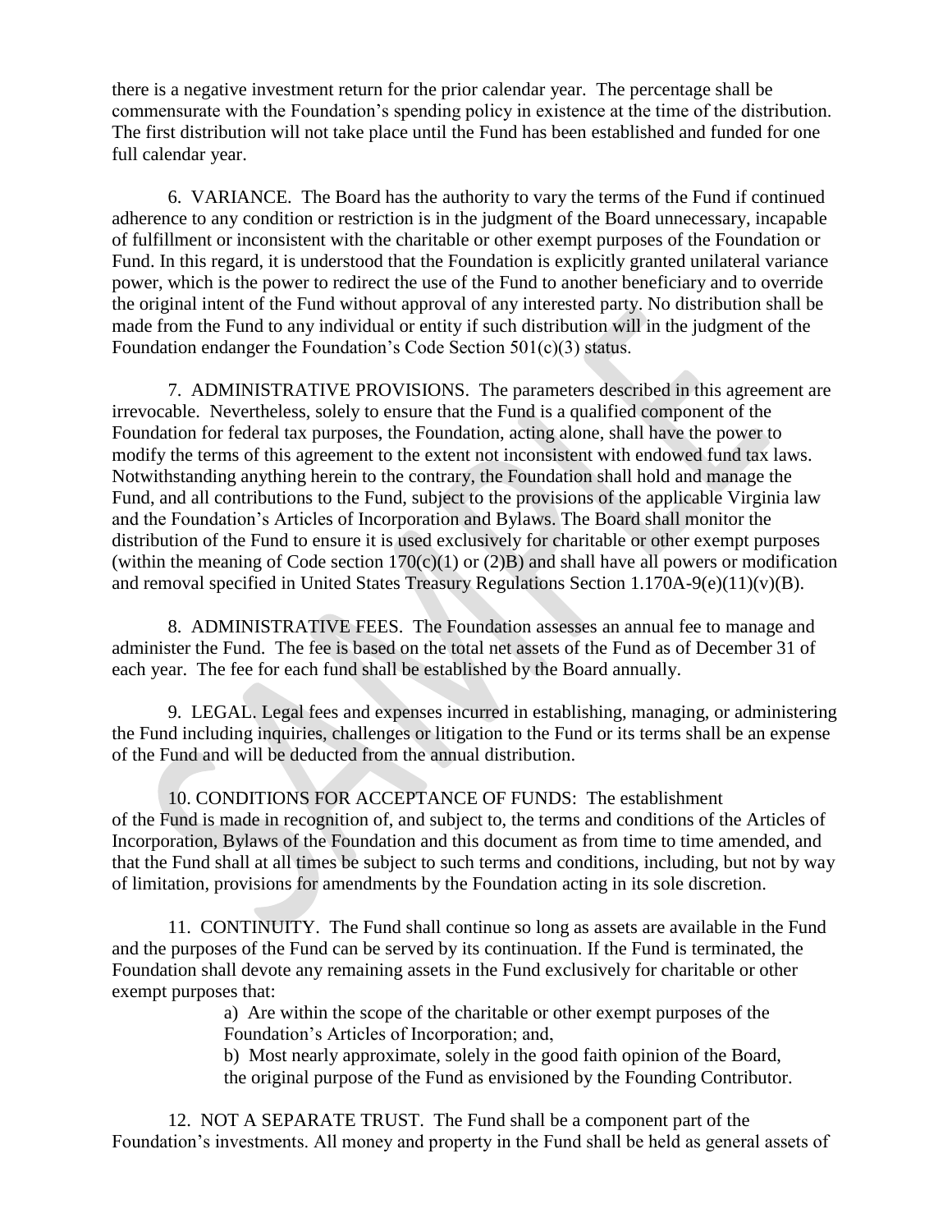there is a negative investment return for the prior calendar year. The percentage shall be commensurate with the Foundation's spending policy in existence at the time of the distribution. The first distribution will not take place until the Fund has been established and funded for one full calendar year.

6. VARIANCE. The Board has the authority to vary the terms of the Fund if continued adherence to any condition or restriction is in the judgment of the Board unnecessary, incapable of fulfillment or inconsistent with the charitable or other exempt purposes of the Foundation or Fund. In this regard, it is understood that the Foundation is explicitly granted unilateral variance power, which is the power to redirect the use of the Fund to another beneficiary and to override the original intent of the Fund without approval of any interested party. No distribution shall be made from the Fund to any individual or entity if such distribution will in the judgment of the Foundation endanger the Foundation's Code Section 501(c)(3) status.

7. ADMINISTRATIVE PROVISIONS. The parameters described in this agreement are irrevocable. Nevertheless, solely to ensure that the Fund is a qualified component of the Foundation for federal tax purposes, the Foundation, acting alone, shall have the power to modify the terms of this agreement to the extent not inconsistent with endowed fund tax laws. Notwithstanding anything herein to the contrary, the Foundation shall hold and manage the Fund, and all contributions to the Fund, subject to the provisions of the applicable Virginia law and the Foundation's Articles of Incorporation and Bylaws. The Board shall monitor the distribution of the Fund to ensure it is used exclusively for charitable or other exempt purposes (within the meaning of Code section 170(c)(1) or (2)B) and shall have all powers or modification and removal specified in United States Treasury Regulations Section 1.170A-9(e)(11)(v)(B).

8. ADMINISTRATIVE FEES. The Foundation assesses an annual fee to manage and administer the Fund. The fee is based on the total net assets of the Fund as of December 31 of each year. The fee for each fund shall be established by the Board annually.

9. LEGAL. Legal fees and expenses incurred in establishing, managing, or administering the Fund including inquiries, challenges or litigation to the Fund or its terms shall be an expense of the Fund and will be deducted from the annual distribution.

10. CONDITIONS FOR ACCEPTANCE OF FUNDS: The establishment of the Fund is made in recognition of, and subject to, the terms and conditions of the Articles of Incorporation, Bylaws of the Foundation and this document as from time to time amended, and that the Fund shall at all times be subject to such terms and conditions, including, but not by way of limitation, provisions for amendments by the Foundation acting in its sole discretion.

11. CONTINUITY. The Fund shall continue so long as assets are available in the Fund and the purposes of the Fund can be served by its continuation. If the Fund is terminated, the Foundation shall devote any remaining assets in the Fund exclusively for charitable or other exempt purposes that:

a) Are within the scope of the charitable or other exempt purposes of the Foundation's Articles of Incorporation; and,

b) Most nearly approximate, solely in the good faith opinion of the Board, the original purpose of the Fund as envisioned by the Founding Contributor.

12. NOT A SEPARATE TRUST. The Fund shall be a component part of the Foundation's investments. All money and property in the Fund shall be held as general assets of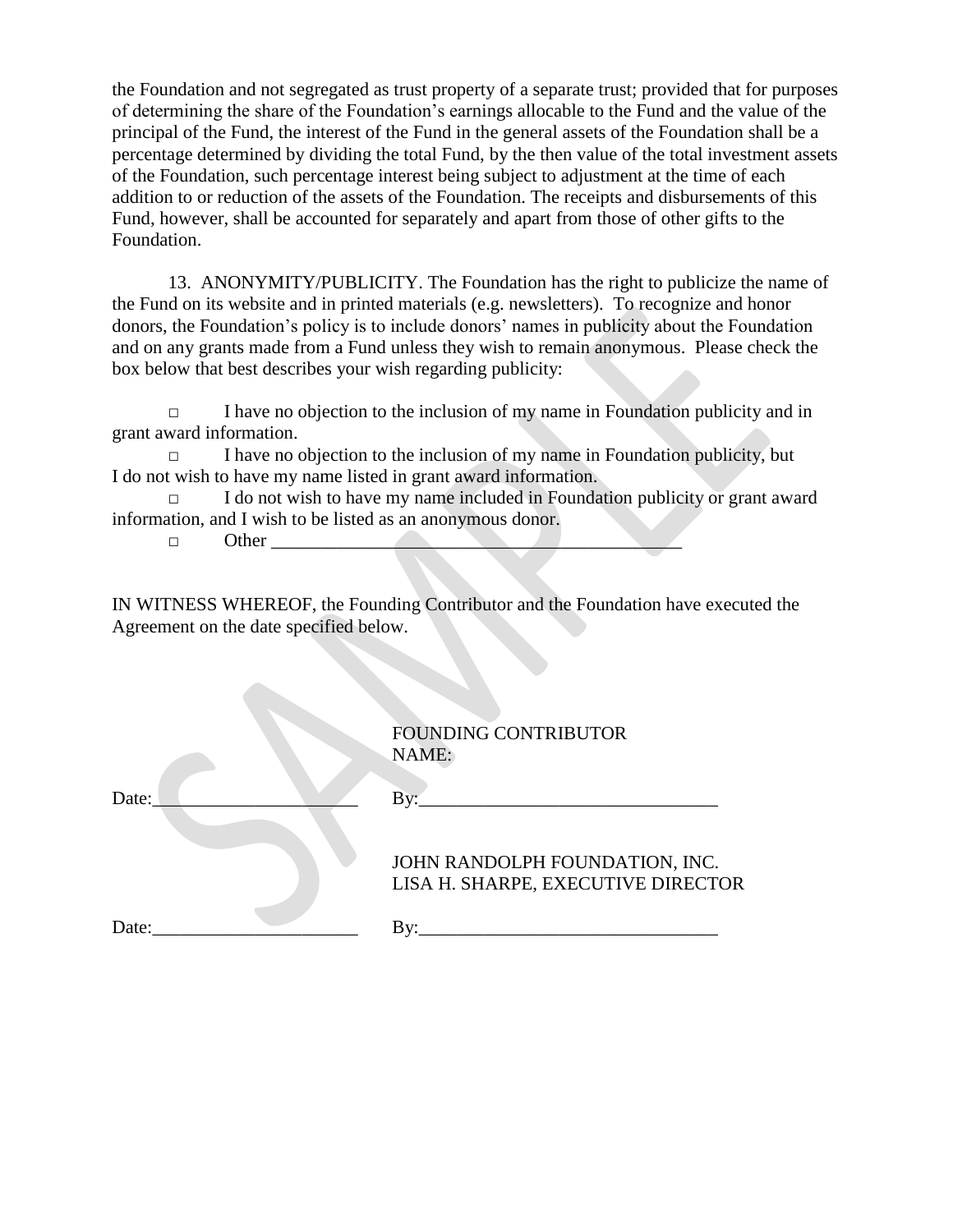the Foundation and not segregated as trust property of a separate trust; provided that for purposes of determining the share of the Foundation's earnings allocable to the Fund and the value of the principal of the Fund, the interest of the Fund in the general assets of the Foundation shall be a percentage determined by dividing the total Fund, by the then value of the total investment assets of the Foundation, such percentage interest being subject to adjustment at the time of each addition to or reduction of the assets of the Foundation. The receipts and disbursements of this Fund, however, shall be accounted for separately and apart from those of other gifts to the Foundation.

13. ANONYMITY/PUBLICITY. The Foundation has the right to publicize the name of the Fund on its website and in printed materials (e.g. newsletters). To recognize and honor donors, the Foundation's policy is to include donors' names in publicity about the Foundation and on any grants made from a Fund unless they wish to remain anonymous. Please check the box below that best describes your wish regarding publicity:

□ I have no objection to the inclusion of my name in Foundation publicity and in grant award information.

□ I have no objection to the inclusion of my name in Foundation publicity, but I do not wish to have my name listed in grant award information.

□ I do not wish to have my name included in Foundation publicity or grant award information, and I wish to be listed as an anonymous donor.

□ Other ____________________________________________

IN WITNESS WHEREOF, the Founding Contributor and the Foundation have executed the Agreement on the date specified below.

FOUNDING CONTRIBUTOR
NAME:

Date:______________________ By:________________________________

JOHN RANDOLPH FOUNDATION, INC.
LISA H. SHARPE, EXECUTIVE DIRECTOR

Date:______________________ By:________________________________